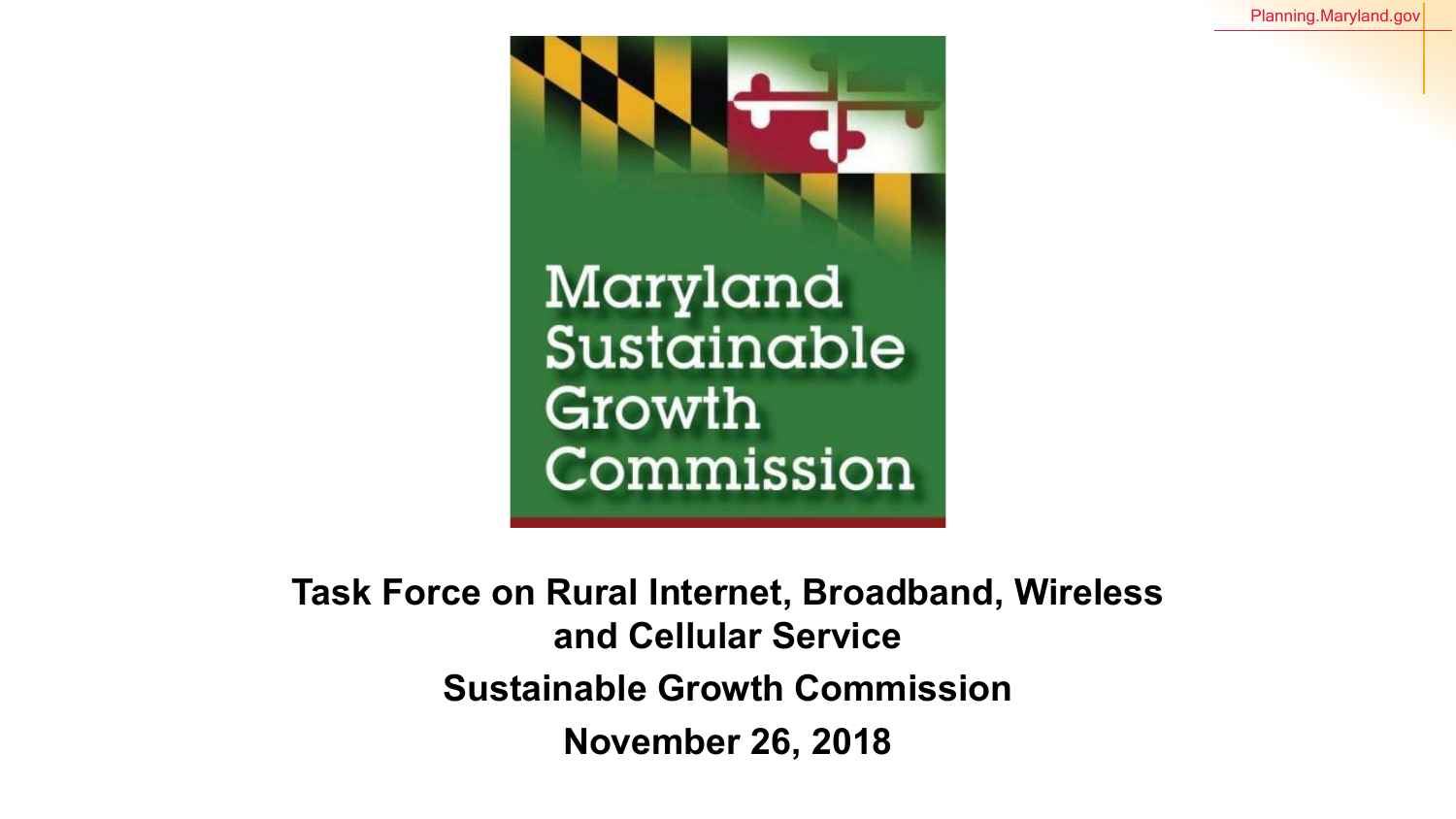Maryland Sustainable Growth Commission

# Task Force on Rural Internet, Broadband, Wireless and Cellular Service

## Sustainable Growth Commission

## November 26, 2018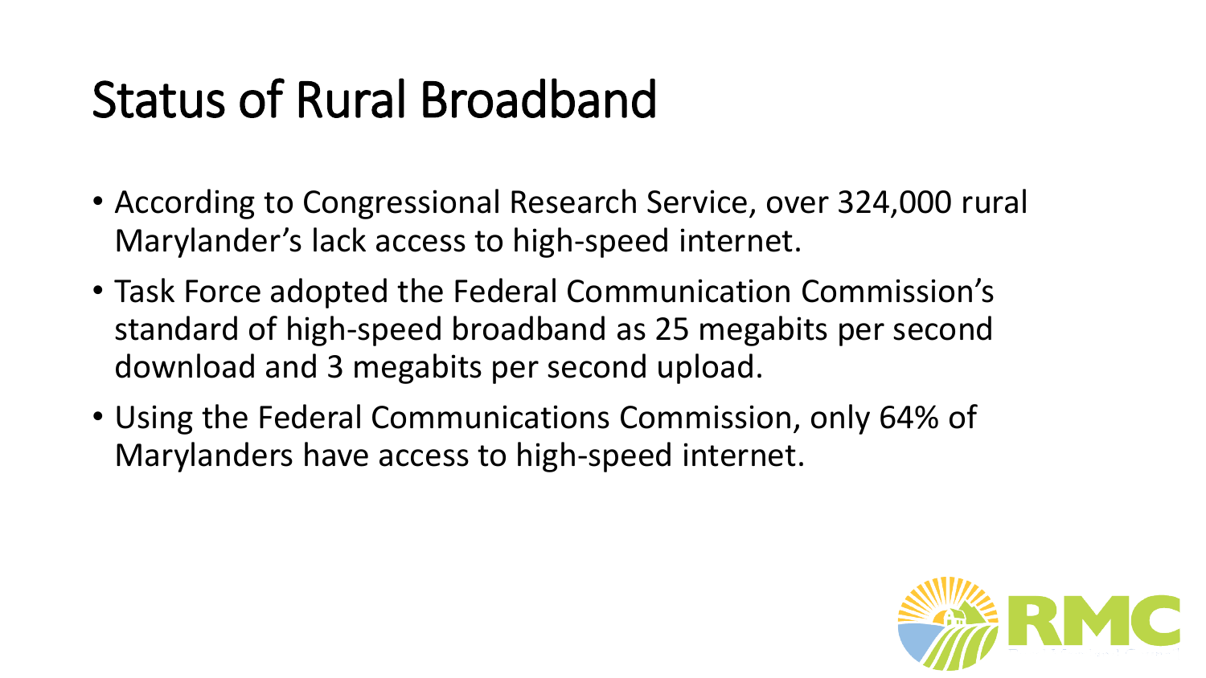# Status of Rural Broadband

- According to Congressional Research Service, over 324,000 rural Marylander's lack access to high-speed internet.
- Task Force adopted the Federal Communication Commission's standard of high-speed broadband as 25 megabits per second download and 3 megabits per second upload.
- Using the Federal Communications Commission, only 64% of Marylanders have access to high-speed internet.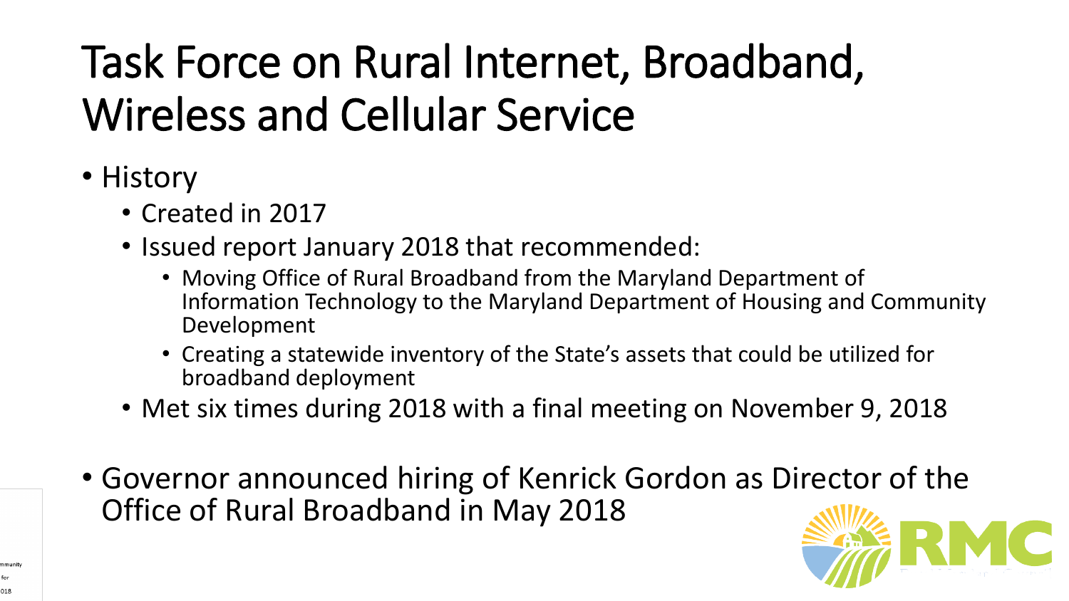# Task Force on Rural Internet, Broadband, Wireless and Cellular Service

- History
  - Created in 2017
  - Issued report January 2018 that recommended:
    - Moving Office of Rural Broadband from the Maryland Department of Information Technology to the Maryland Department of Housing and Community Development
    - Creating a statewide inventory of the State's assets that could be utilized for broadband deployment
  - Met six times during 2018 with a final meeting on November 9, 2018
- Governor announced hiring of Kenrick Gordon as Director of the Office of Rural Broadband in May 2018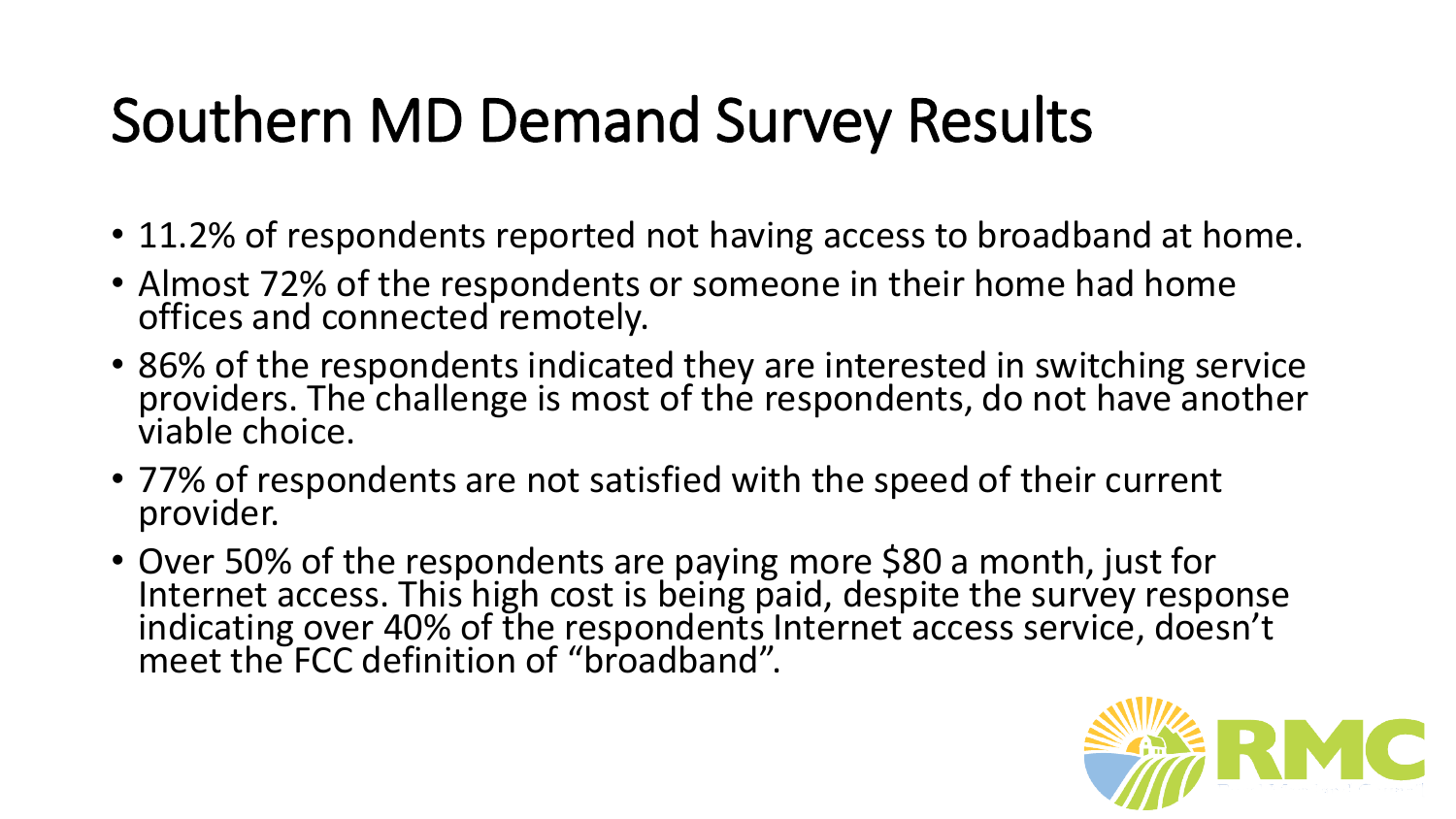# Southern MD Demand Survey Results

- 11.2% of respondents reported not having access to broadband at home.
- Almost 72% of the respondents or someone in their home had home offices and connected remotely.
- 86% of the respondents indicated they are interested in switching service providers. The challenge is most of the respondents, do not have another viable choice.
- 77% of respondents are not satisfied with the speed of their current provider.
- Over 50% of the respondents are paying more $80 a month, just for Internet access. This high cost is being paid, despite the survey response indicating over 40% of the respondents Internet access service, doesn't meet the FCC definition of "broadband".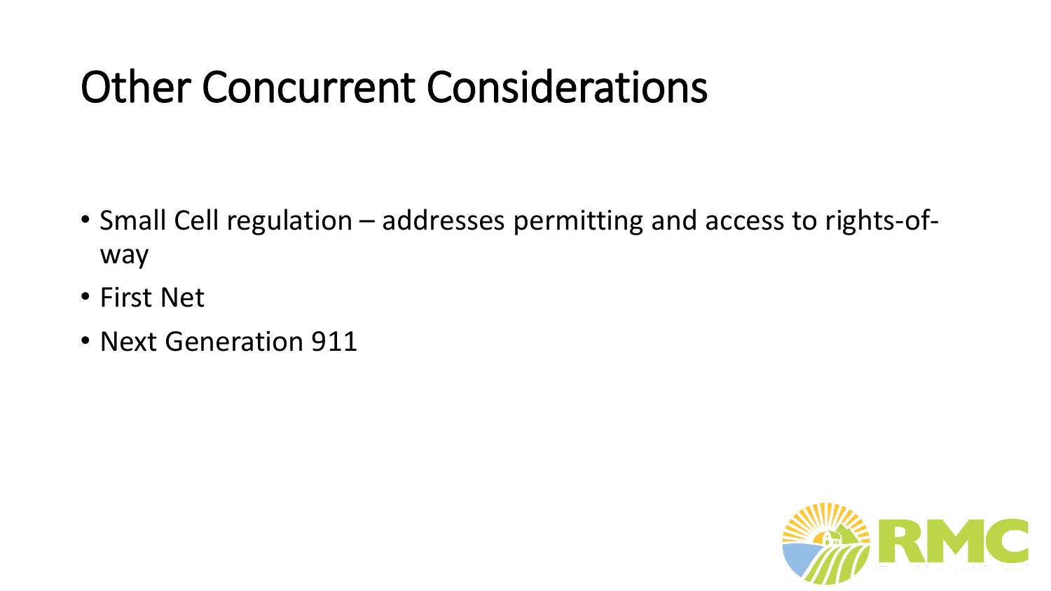# Other Concurrent Considerations

- Small Cell regulation – addresses permitting and access to rights-of-way
- First Net
- Next Generation 911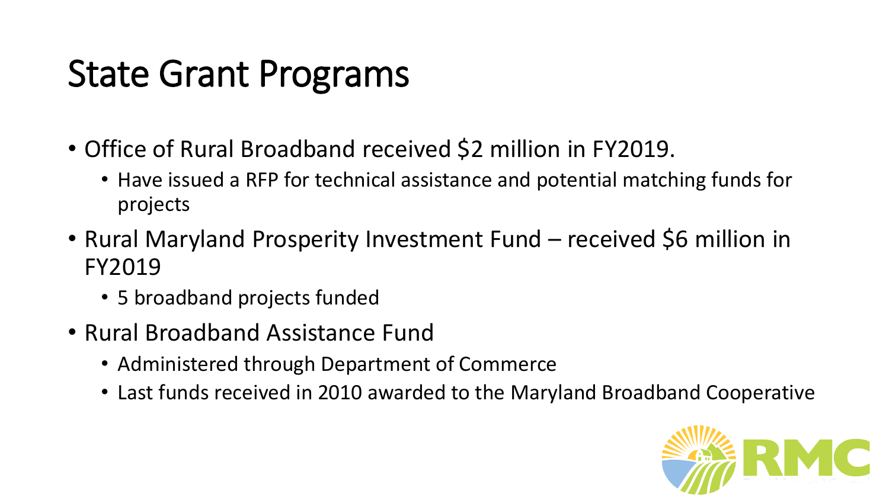# State Grant Programs

- Office of Rural Broadband received $2 million in FY2019.
  - Have issued a RFP for technical assistance and potential matching funds for projects
- Rural Maryland Prosperity Investment Fund – received $6 million in FY2019
  - 5 broadband projects funded
- Rural Broadband Assistance Fund
  - Administered through Department of Commerce
  - Last funds received in 2010 awarded to the Maryland Broadband Cooperative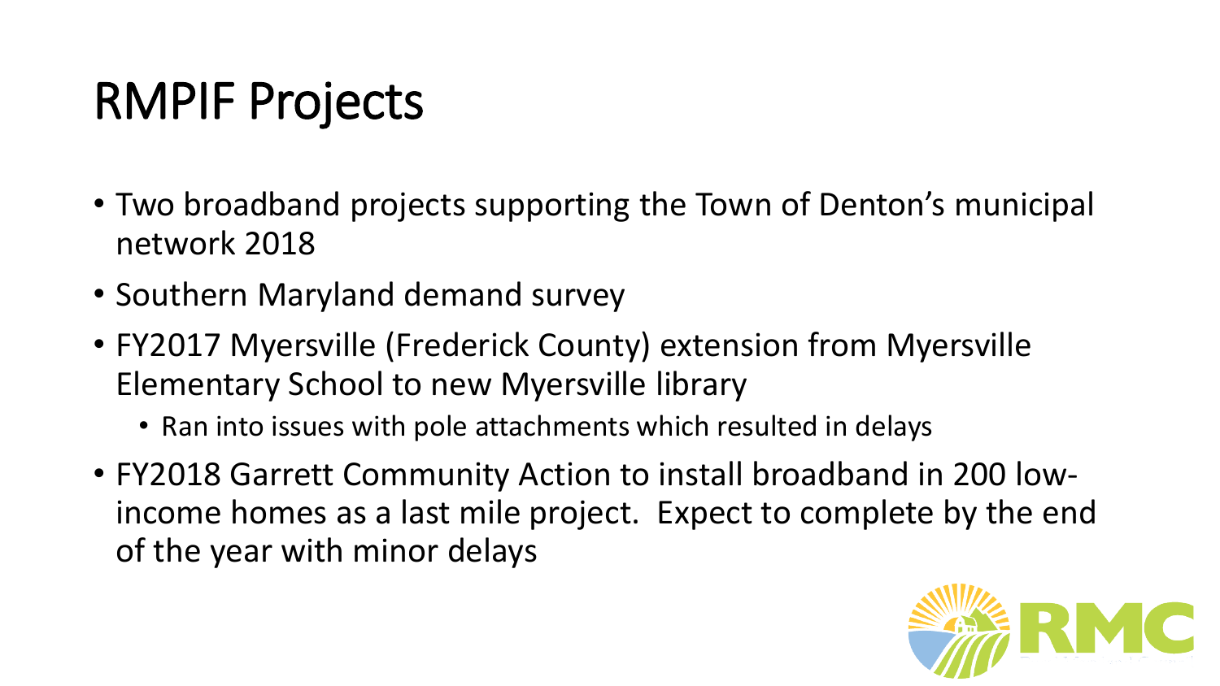# RMPIF Projects

- Two broadband projects supporting the Town of Denton's municipal network 2018
- Southern Maryland demand survey
- FY2017 Myersville (Frederick County) extension from Myersville Elementary School to new Myersville library
  - Ran into issues with pole attachments which resulted in delays
- FY2018 Garrett Community Action to install broadband in 200 low-income homes as a last mile project. Expect to complete by the end of the year with minor delays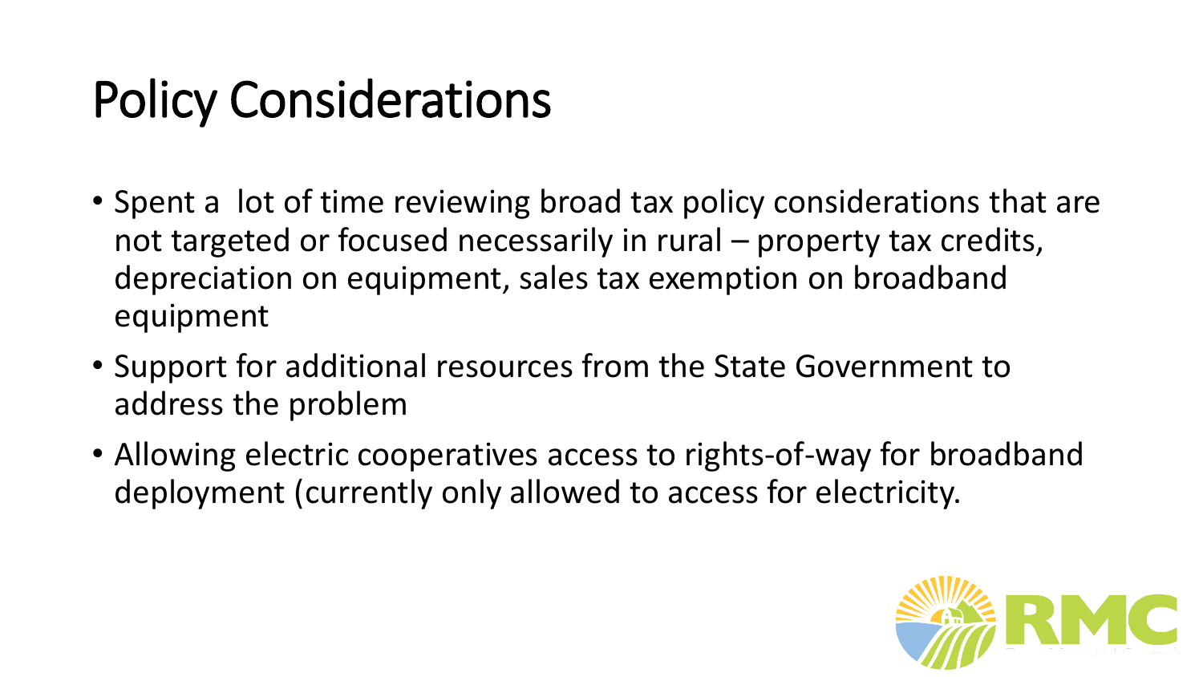# Policy Considerations

- Spent a lot of time reviewing broad tax policy considerations that are not targeted or focused necessarily in rural – property tax credits, depreciation on equipment, sales tax exemption on broadband equipment
- Support for additional resources from the State Government to address the problem
- Allowing electric cooperatives access to rights-of-way for broadband deployment (currently only allowed to access for electricity.